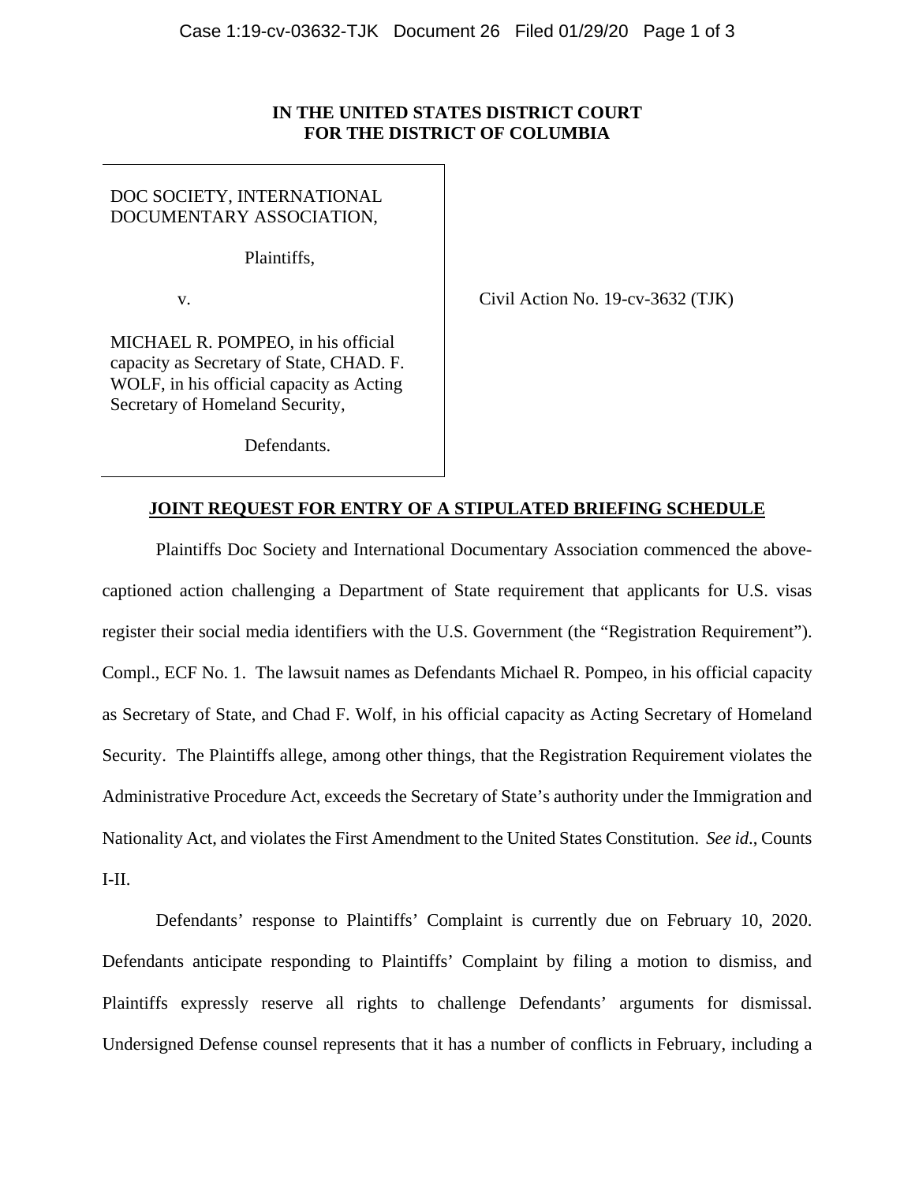**IN THE UNITED STATES DISTRICT COURT**
**FOR THE DISTRICT OF COLUMBIA**

DOC SOCIETY, INTERNATIONAL DOCUMENTARY ASSOCIATION,

Plaintiffs,

v.

MICHAEL R. POMPEO, in his official capacity as Secretary of State, CHAD. F. WOLF, in his official capacity as Acting Secretary of Homeland Security,

Defendants.

Civil Action No. 19-cv-3632 (TJK)

**JOINT REQUEST FOR ENTRY OF A STIPULATED BRIEFING SCHEDULE**

Plaintiffs Doc Society and International Documentary Association commenced the above-captioned action challenging a Department of State requirement that applicants for U.S. visas register their social media identifiers with the U.S. Government (the "Registration Requirement"). Compl., ECF No. 1. The lawsuit names as Defendants Michael R. Pompeo, in his official capacity as Secretary of State, and Chad F. Wolf, in his official capacity as Acting Secretary of Homeland Security. The Plaintiffs allege, among other things, that the Registration Requirement violates the Administrative Procedure Act, exceeds the Secretary of State's authority under the Immigration and Nationality Act, and violates the First Amendment to the United States Constitution. *See id*., Counts I-II.

Defendants' response to Plaintiffs' Complaint is currently due on February 10, 2020. Defendants anticipate responding to Plaintiffs' Complaint by filing a motion to dismiss, and Plaintiffs expressly reserve all rights to challenge Defendants' arguments for dismissal. Undersigned Defense counsel represents that it has a number of conflicts in February, including a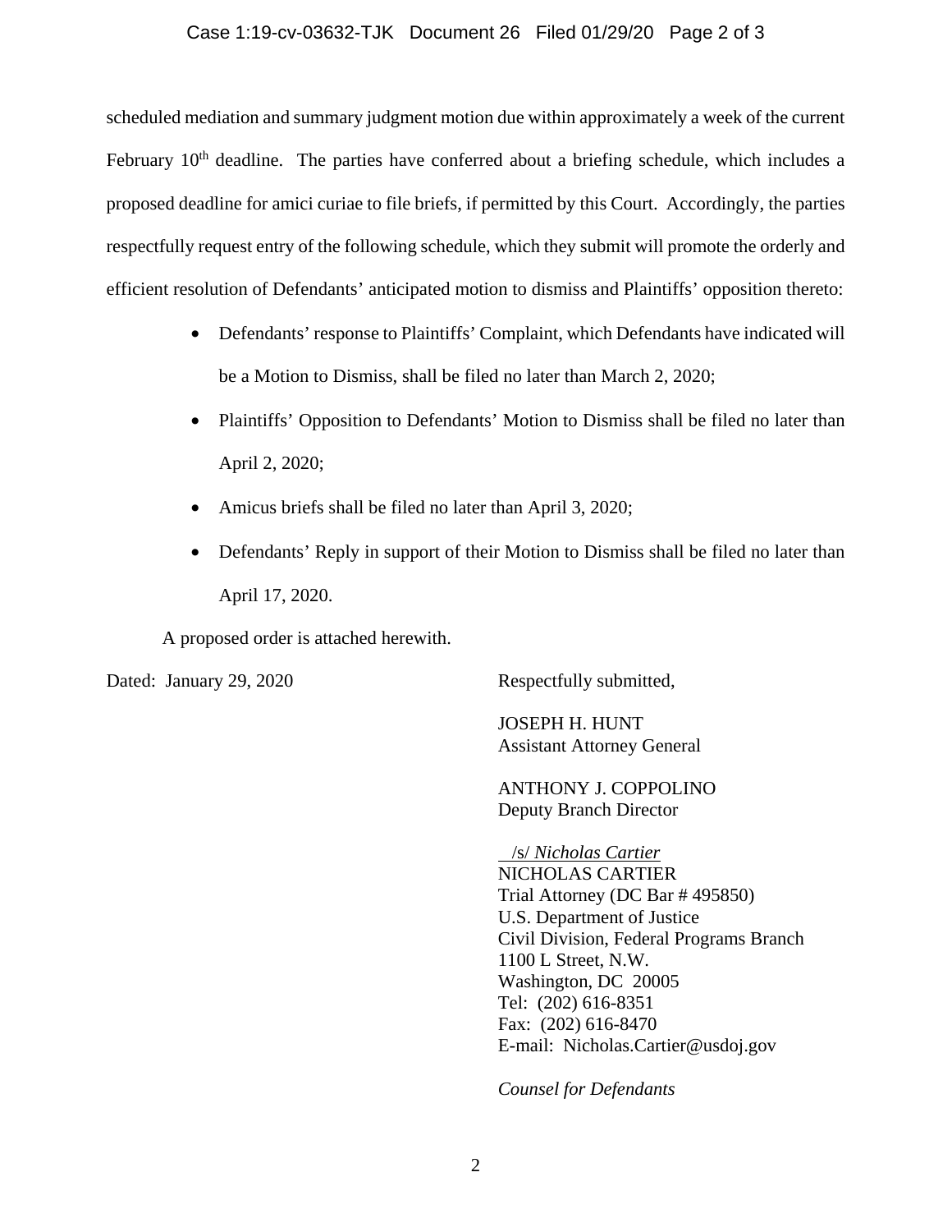scheduled mediation and summary judgment motion due within approximately a week of the current February 10th deadline. The parties have conferred about a briefing schedule, which includes a proposed deadline for amici curiae to file briefs, if permitted by this Court. Accordingly, the parties respectfully request entry of the following schedule, which they submit will promote the orderly and efficient resolution of Defendants' anticipated motion to dismiss and Plaintiffs' opposition thereto:

- Defendants' response to Plaintiffs' Complaint, which Defendants have indicated will be a Motion to Dismiss, shall be filed no later than March 2, 2020;
- Plaintiffs' Opposition to Defendants' Motion to Dismiss shall be filed no later than April 2, 2020;
- Amicus briefs shall be filed no later than April 3, 2020;
- Defendants' Reply in support of their Motion to Dismiss shall be filed no later than April 17, 2020.

A proposed order is attached herewith.

Dated: January 29, 2020

Respectfully submitted,

JOSEPH H. HUNT
Assistant Attorney General

ANTHONY J. COPPOLINO
Deputy Branch Director

/s/ *Nicholas Cartier*
NICHOLAS CARTIER
Trial Attorney (DC Bar # 495850)
U.S. Department of Justice
Civil Division, Federal Programs Branch
1100 L Street, N.W.
Washington, DC 20005
Tel: (202) 616-8351
Fax: (202) 616-8470
E-mail: Nicholas.Cartier@usdoj.gov

*Counsel for Defendants*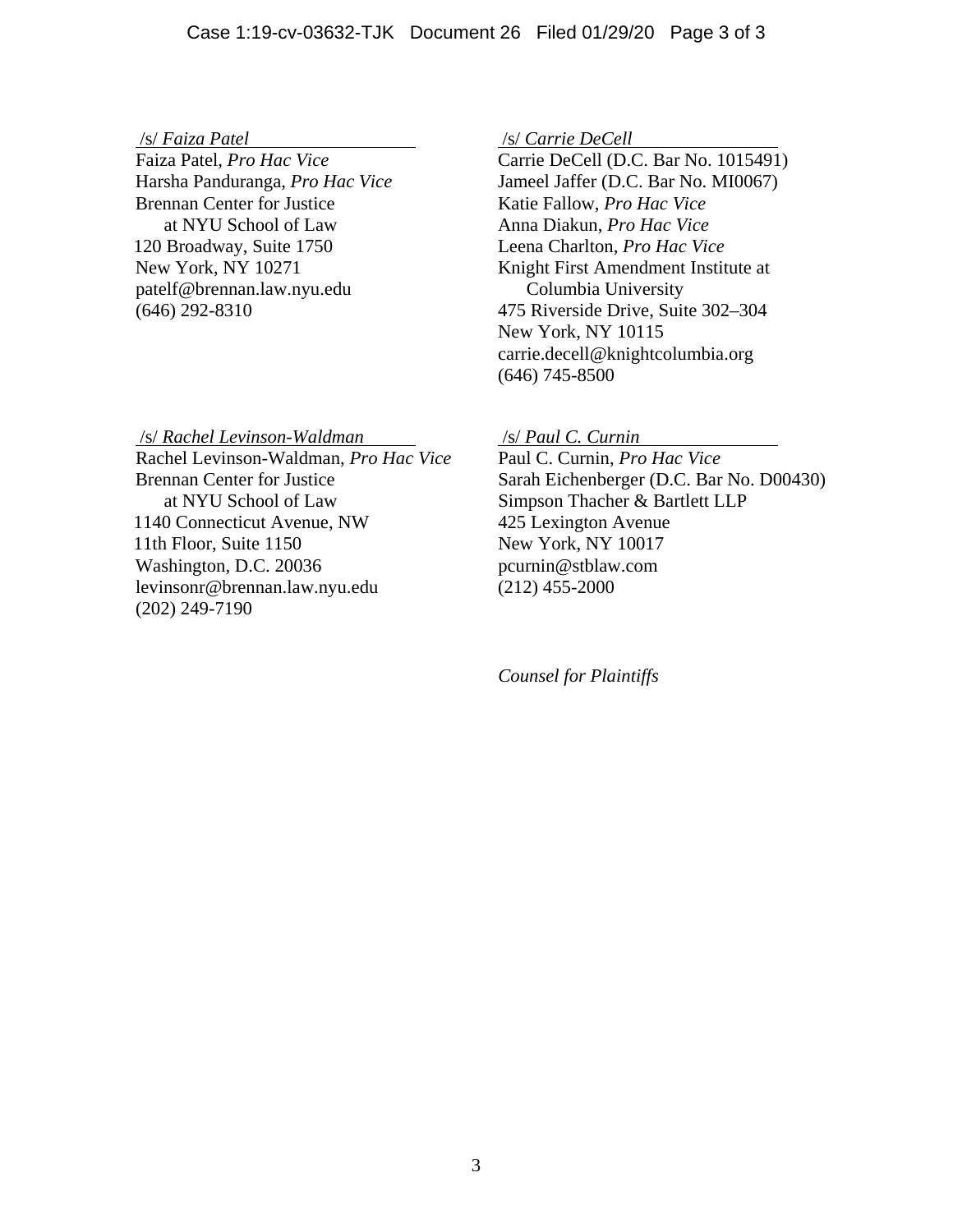/s/ *Faiza Patel*
Faiza Patel, *Pro Hac Vice*
Harsha Panduranga, *Pro Hac Vice*
Brennan Center for Justice
at NYU School of Law
120 Broadway, Suite 1750
New York, NY 10271
patelf@brennan.law.nyu.edu
(646) 292-8310

/s/ *Carrie DeCell*
Carrie DeCell (D.C. Bar No. 1015491)
Jameel Jaffer (D.C. Bar No. MI0067)
Katie Fallow, *Pro Hac Vice*
Anna Diakun, *Pro Hac Vice*
Leena Charlton, *Pro Hac Vice*
Knight First Amendment Institute at
Columbia University
475 Riverside Drive, Suite 302–304
New York, NY 10115
carrie.decell@knightcolumbia.org
(646) 745-8500

/s/ *Rachel Levinson-Waldman*
Rachel Levinson-Waldman, *Pro Hac Vice*
Brennan Center for Justice
at NYU School of Law
1140 Connecticut Avenue, NW
11th Floor, Suite 1150
Washington, D.C. 20036
levinsonr@brennan.law.nyu.edu
(202) 249-7190

/s/ *Paul C. Curnin*
Paul C. Curnin, *Pro Hac Vice*
Sarah Eichenberger (D.C. Bar No. D00430)
Simpson Thacher & Bartlett LLP
425 Lexington Avenue
New York, NY 10017
pcurnin@stblaw.com
(212) 455-2000

*Counsel for Plaintiffs*